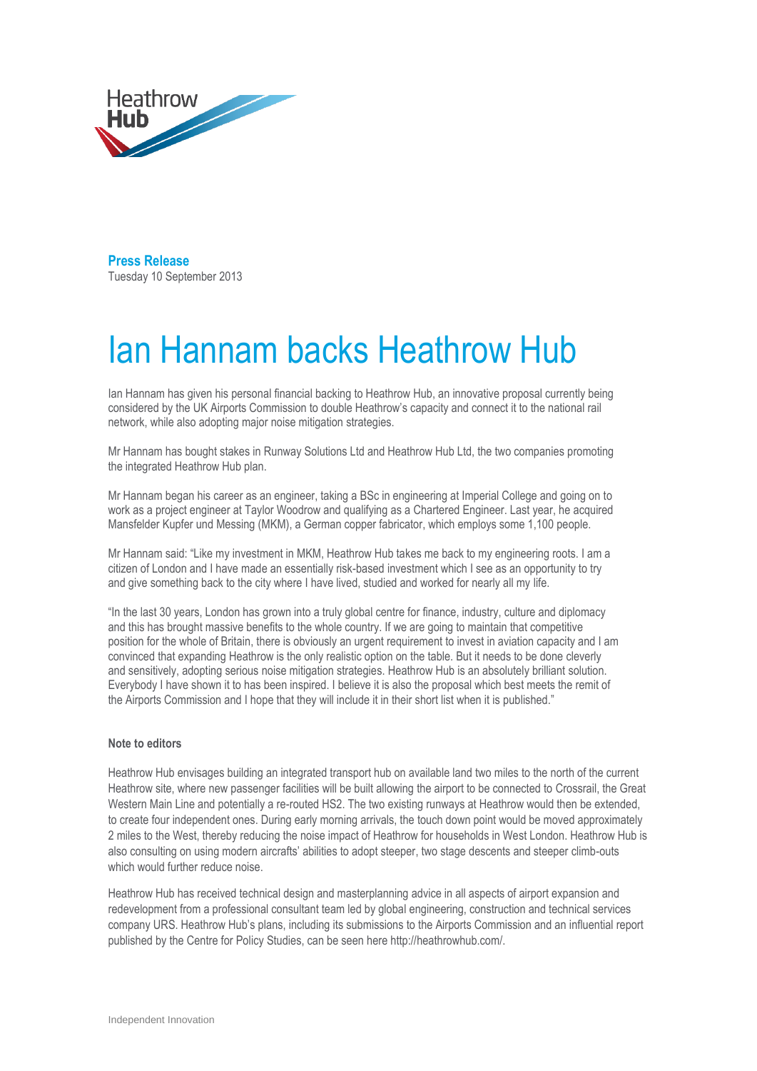Heathrow Hub

**Press Release**
Tuesday 10 September 2013

# Ian Hannam backs Heathrow Hub

Ian Hannam has given his personal financial backing to Heathrow Hub, an innovative proposal currently being considered by the UK Airports Commission to double Heathrow's capacity and connect it to the national rail network, while also adopting major noise mitigation strategies.

Mr Hannam has bought stakes in Runway Solutions Ltd and Heathrow Hub Ltd, the two companies promoting the integrated Heathrow Hub plan.

Mr Hannam began his career as an engineer, taking a BSc in engineering at Imperial College and going on to work as a project engineer at Taylor Woodrow and qualifying as a Chartered Engineer. Last year, he acquired Mansfelder Kupfer und Messing (MKM), a German copper fabricator, which employs some 1,100 people.

Mr Hannam said: "Like my investment in MKM, Heathrow Hub takes me back to my engineering roots. I am a citizen of London and I have made an essentially risk-based investment which I see as an opportunity to try and give something back to the city where I have lived, studied and worked for nearly all my life.

"In the last 30 years, London has grown into a truly global centre for finance, industry, culture and diplomacy and this has brought massive benefits to the whole country. If we are going to maintain that competitive position for the whole of Britain, there is obviously an urgent requirement to invest in aviation capacity and I am convinced that expanding Heathrow is the only realistic option on the table. But it needs to be done cleverly and sensitively, adopting serious noise mitigation strategies. Heathrow Hub is an absolutely brilliant solution. Everybody I have shown it to has been inspired. I believe it is also the proposal which best meets the remit of the Airports Commission and I hope that they will include it in their short list when it is published."

**Note to editors**

Heathrow Hub envisages building an integrated transport hub on available land two miles to the north of the current Heathrow site, where new passenger facilities will be built allowing the airport to be connected to Crossrail, the Great Western Main Line and potentially a re-routed HS2. The two existing runways at Heathrow would then be extended, to create four independent ones. During early morning arrivals, the touch down point would be moved approximately 2 miles to the West, thereby reducing the noise impact of Heathrow for households in West London. Heathrow Hub is also consulting on using modern aircrafts' abilities to adopt steeper, two stage descents and steeper climb-outs which would further reduce noise.

Heathrow Hub has received technical design and masterplanning advice in all aspects of airport expansion and redevelopment from a professional consultant team led by global engineering, construction and technical services company URS. Heathrow Hub's plans, including its submissions to the Airports Commission and an influential report published by the Centre for Policy Studies, can be seen here http://heathrowhub.com/.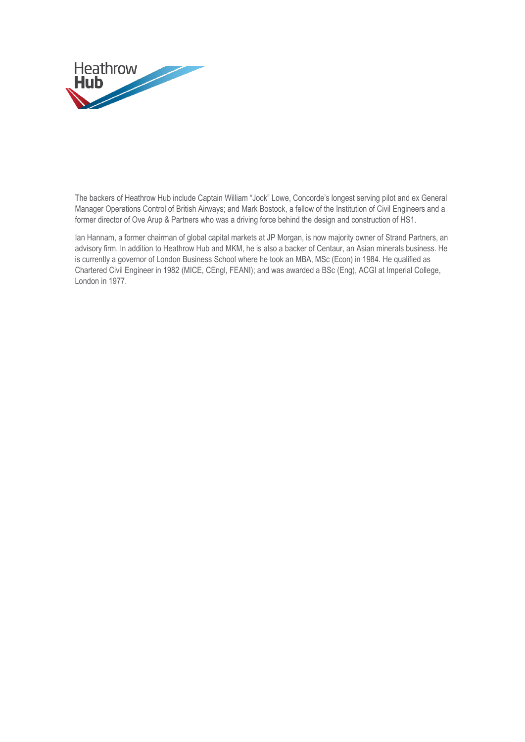The backers of Heathrow Hub include Captain William “Jock” Lowe, Concorde’s longest serving pilot and ex General Manager Operations Control of British Airways; and Mark Bostock, a fellow of the Institution of Civil Engineers and a former director of Ove Arup & Partners who was a driving force behind the design and construction of HS1.

Ian Hannam, a former chairman of global capital markets at JP Morgan, is now majority owner of Strand Partners, an advisory firm. In addition to Heathrow Hub and MKM, he is also a backer of Centaur, an Asian minerals business. He is currently a governor of London Business School where he took an MBA, MSc (Econ) in 1984. He qualified as Chartered Civil Engineer in 1982 (MICE, CEngl, FEANI); and was awarded a BSc (Eng), ACGI at Imperial College, London in 1977.